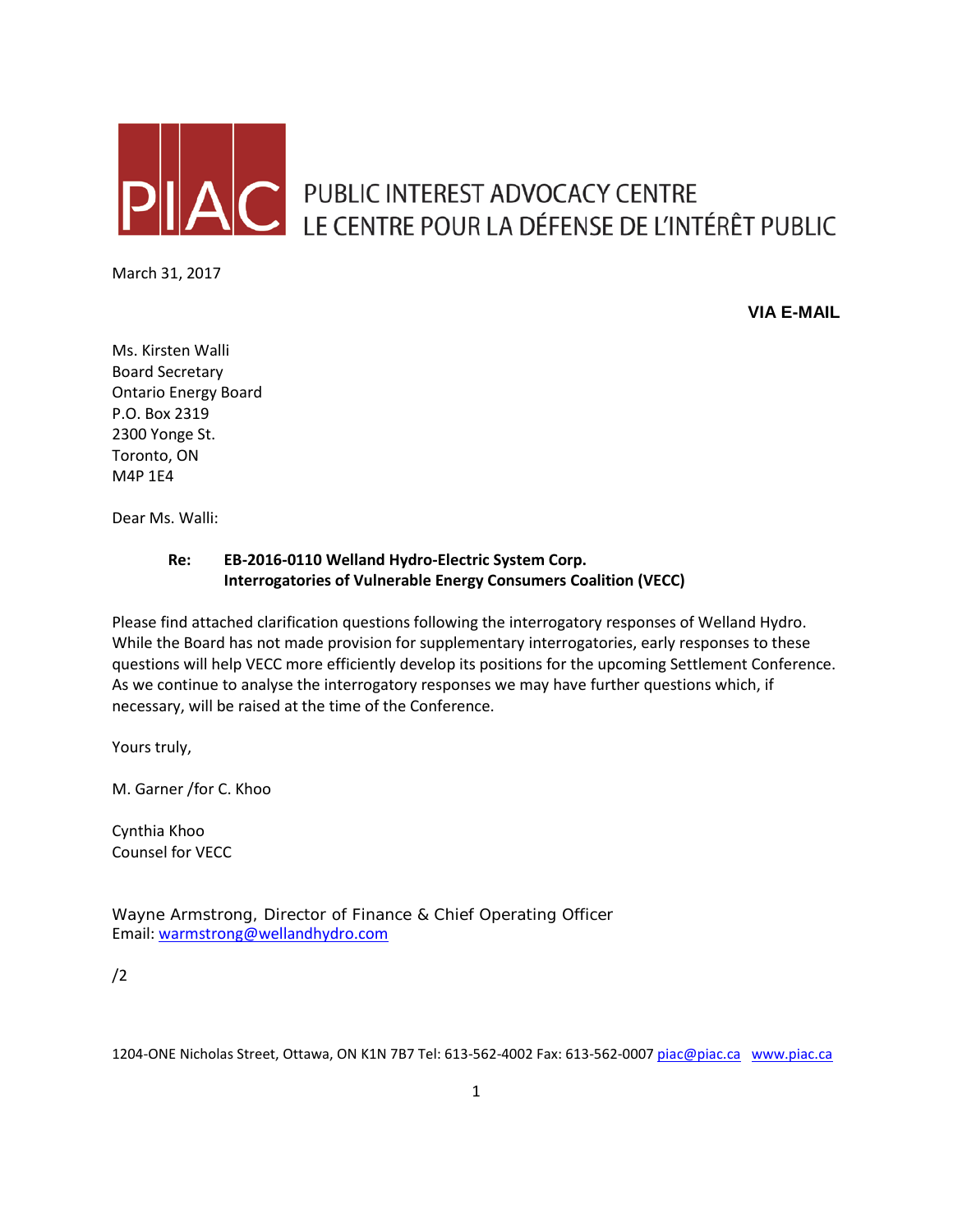PIAC PUBLIC INTEREST ADVOCACY CENTRE
LE CENTRE POUR LA DÉFENSE DE L'INTÉRÊT PUBLIC

March 31, 2017

**VIA E-MAIL**

Ms. Kirsten Walli
Board Secretary
Ontario Energy Board
P.O. Box 2319
2300 Yonge St.
Toronto, ON
M4P 1E4

Dear Ms. Walli:

**Re: EB-2016-0110 Welland Hydro-Electric System Corp.**
**Interrogatories of Vulnerable Energy Consumers Coalition (VECC)**

Please find attached clarification questions following the interrogatory responses of Welland Hydro. While the Board has not made provision for supplementary interrogatories, early responses to these questions will help VECC more efficiently develop its positions for the upcoming Settlement Conference. As we continue to analyse the interrogatory responses we may have further questions which, if necessary, will be raised at the time of the Conference.

Yours truly,

M. Garner /for C. Khoo

Cynthia Khoo
Counsel for VECC

Wayne Armstrong, Director of Finance & Chief Operating Officer
Email: warmstrong@wellandhydro.com

/2

1204-ONE Nicholas Street, Ottawa, ON K1N 7B7 Tel: 613-562-4002 Fax: 613-562-0007 piac@piac.ca www.piac.ca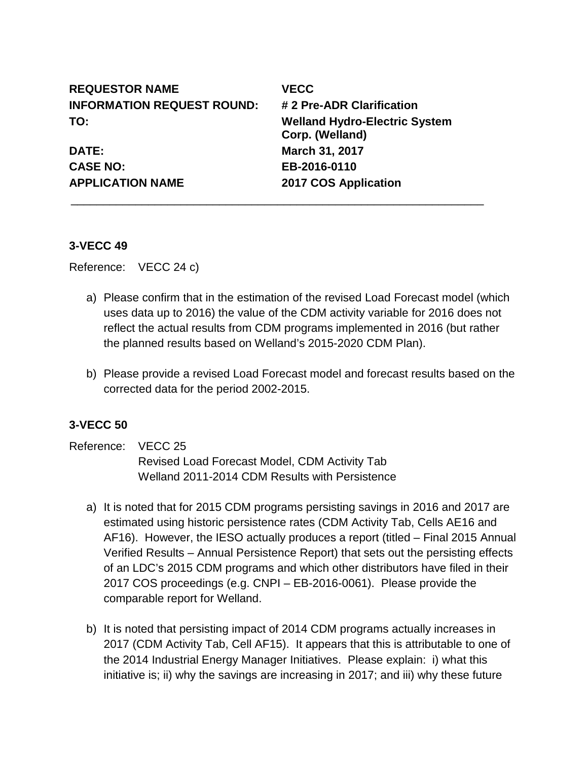| **REQUESTOR NAME** | **VECC** |
|---|---|
| **INFORMATION REQUEST ROUND:** | **# 2 Pre-ADR Clarification** |
| **TO:** | **Welland Hydro-Electric System Corp. (Welland)** |
| **DATE:** | **March 31, 2017** |
| **CASE NO:** | **EB-2016-0110** |
| **APPLICATION NAME** | **2017 COS Application** |

---

**3-VECC 49**

Reference: VECC 24 c)

a) Please confirm that in the estimation of the revised Load Forecast model (which uses data up to 2016) the value of the CDM activity variable for 2016 does not reflect the actual results from CDM programs implemented in 2016 (but rather the planned results based on Welland's 2015-2020 CDM Plan).

b) Please provide a revised Load Forecast model and forecast results based on the corrected data for the period 2002-2015.

**3-VECC 50**

Reference: VECC 25
Revised Load Forecast Model, CDM Activity Tab
Welland 2011-2014 CDM Results with Persistence

a) It is noted that for 2015 CDM programs persisting savings in 2016 and 2017 are estimated using historic persistence rates (CDM Activity Tab, Cells AE16 and AF16). However, the IESO actually produces a report (titled – Final 2015 Annual Verified Results – Annual Persistence Report) that sets out the persisting effects of an LDC's 2015 CDM programs and which other distributors have filed in their 2017 COS proceedings (e.g. CNPI – EB-2016-0061). Please provide the comparable report for Welland.

b) It is noted that persisting impact of 2014 CDM programs actually increases in 2017 (CDM Activity Tab, Cell AF15). It appears that this is attributable to one of the 2014 Industrial Energy Manager Initiatives. Please explain: i) what this initiative is; ii) why the savings are increasing in 2017; and iii) why these future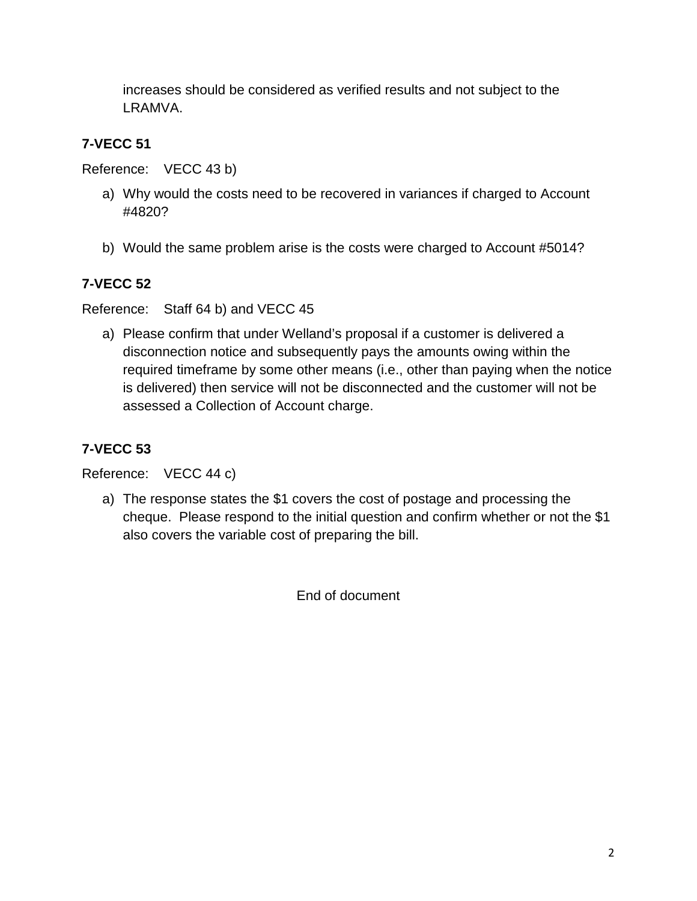increases should be considered as verified results and not subject to the LRAMVA.

**7-VECC 51**

Reference: VECC 43 b)

a) Why would the costs need to be recovered in variances if charged to Account #4820?

b) Would the same problem arise is the costs were charged to Account #5014?

**7-VECC 52**

Reference: Staff 64 b) and VECC 45

a) Please confirm that under Welland's proposal if a customer is delivered a disconnection notice and subsequently pays the amounts owing within the required timeframe by some other means (i.e., other than paying when the notice is delivered) then service will not be disconnected and the customer will not be assessed a Collection of Account charge.

**7-VECC 53**

Reference: VECC 44 c)

a) The response states the $1 covers the cost of postage and processing the cheque. Please respond to the initial question and confirm whether or not the $1 also covers the variable cost of preparing the bill.

End of document